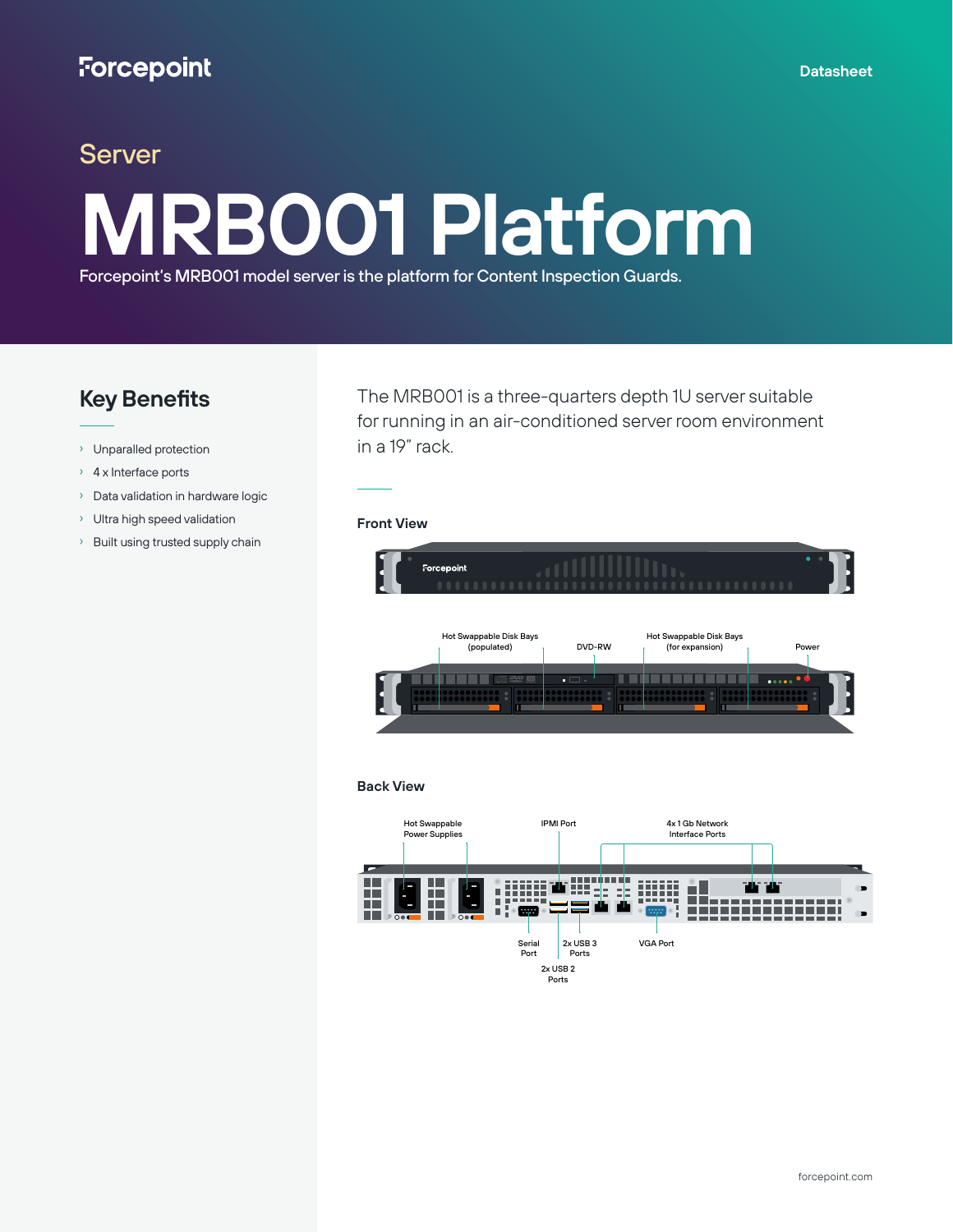Forcepoint

Datasheet

## Server

# MRB001 Platform

Forcepoint's MRB001 model server is the platform for Content Inspection Guards.

## Key Benefits

- Unparalled protection
- 4 x Interface ports
- Data validation in hardware logic
- Ultra high speed validation
- Built using trusted supply chain

The MRB001 is a three-quarters depth 1U server suitable for running in an air-conditioned server room environment in a 19" rack.

### Front View

Hot Swappable Disk Bays (populated)

DVD-RW

Hot Swappable Disk Bays (for expansion)

Power

### Back View

Hot Swappable Power Supplies

IPMI Port

4x 1 Gb Network Interface Ports

Serial Port

2x USB 3 Ports

VGA Port

2x USB 2 Ports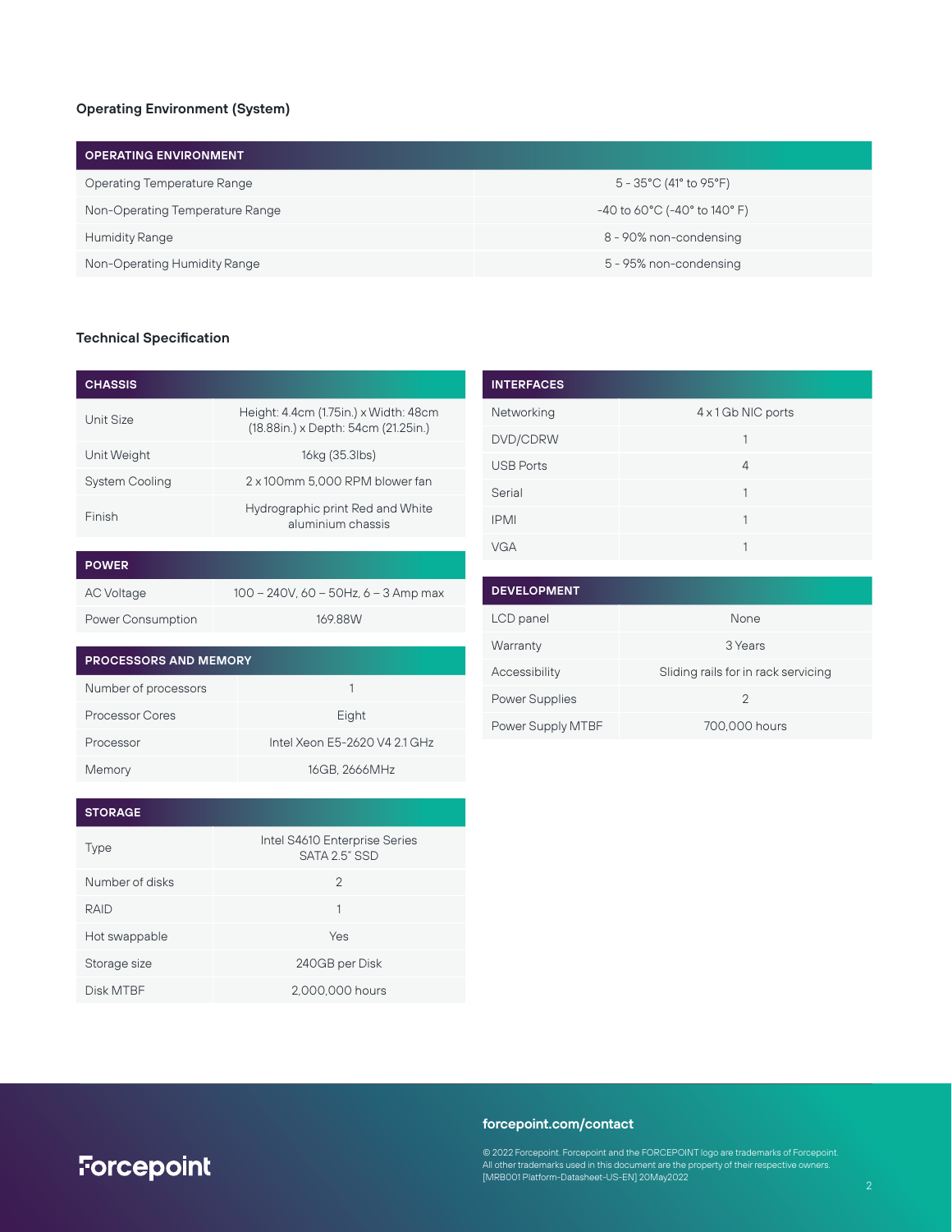### Operating Environment (System)

| OPERATING ENVIRONMENT | |
|---|---|
| Operating Temperature Range | 5 - 35°C (41° to 95°F) |
| Non-Operating Temperature Range | -40 to 60°C (-40° to 140° F) |
| Humidity Range | 8 - 90% non-condensing |
| Non-Operating Humidity Range | 5 - 95% non-condensing |

### Technical Specification

| CHASSIS | |
|---|---|
| Unit Size | Height: 4.4cm (1.75in.) x Width: 48cm (18.88in.) x Depth: 54cm (21.25in.) |
| Unit Weight | 16kg (35.3lbs) |
| System Cooling | 2 x 100mm 5,000 RPM blower fan |
| Finish | Hydrographic print Red and White aluminium chassis |

| POWER | |
|---|---|
| AC Voltage | 100 – 240V, 60 – 50Hz, 6 – 3 Amp max |
| Power Consumption | 169.88W |

| PROCESSORS AND MEMORY | |
|---|---|
| Number of processors | 1 |
| Processor Cores | Eight |
| Processor | Intel Xeon E5-2620 V4 2.1 GHz |
| Memory | 16GB, 2666MHz |

| STORAGE | |
|---|---|
| Type | Intel S4610 Enterprise Series SATA 2.5" SSD |
| Number of disks | 2 |
| RAID | 1 |
| Hot swappable | Yes |
| Storage size | 240GB per Disk |
| Disk MTBF | 2,000,000 hours |

| INTERFACES | |
|---|---|
| Networking | 4 x 1 Gb NIC ports |
| DVD/CDRW | 1 |
| USB Ports | 4 |
| Serial | 1 |
| IPMI | 1 |
| VGA | 1 |

| DEVELOPMENT | |
|---|---|
| LCD panel | None |
| Warranty | 3 Years |
| Accessibility | Sliding rails for in rack servicing |
| Power Supplies | 2 |
| Power Supply MTBF | 700,000 hours |

Forcepoint

**forcepoint.com/contact**

© 2022 Forcepoint. Forcepoint and the FORCEPOINT logo are trademarks of Forcepoint. All other trademarks used in this document are the property of their respective owners. [MRB001 Platform-Datasheet-US-EN] 20May2022